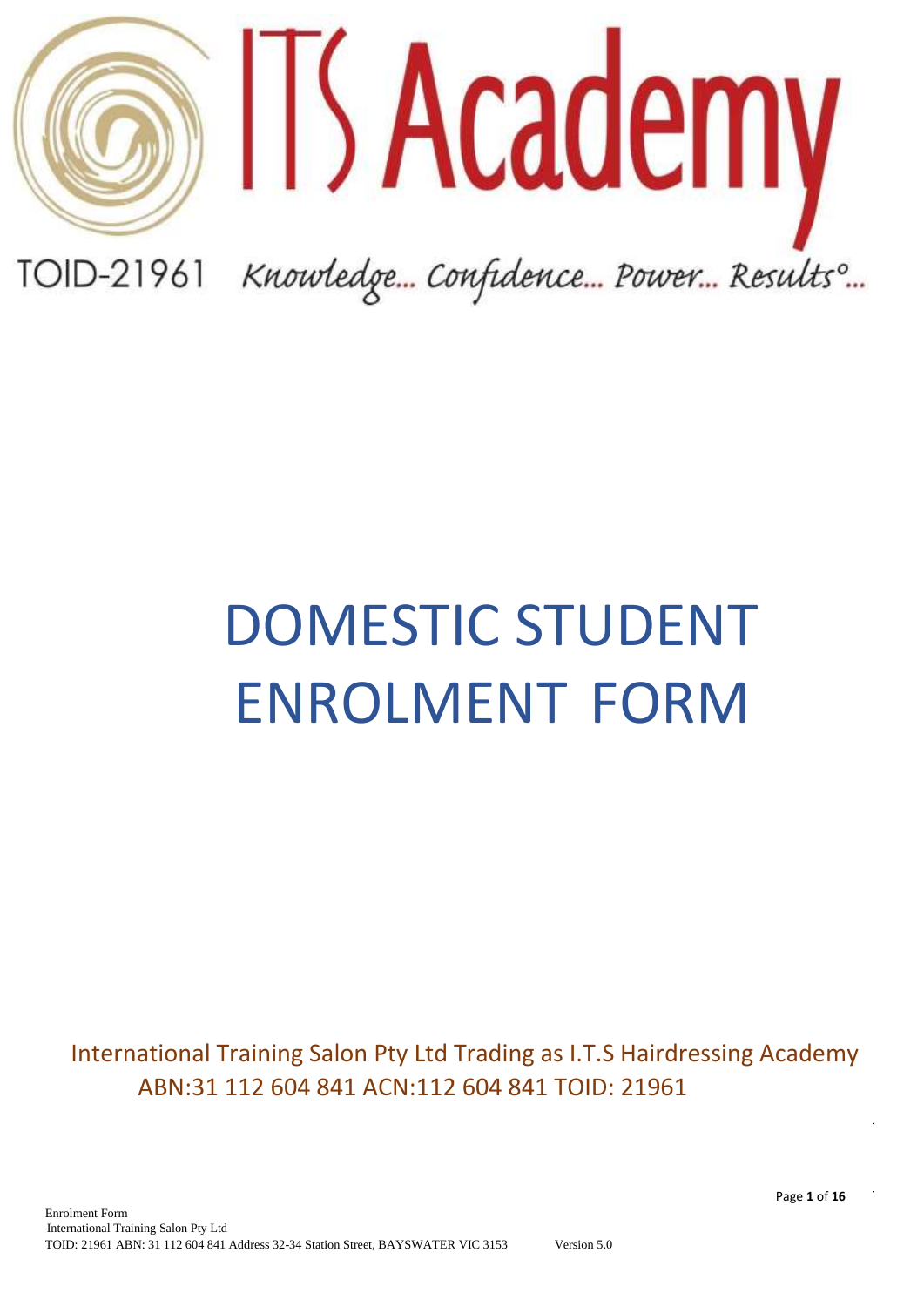ITS Academy

TOID-21961 *Knowledge... Confidence... Power... Results°...*

# DOMESTIC STUDENT ENROLMENT FORM

International Training Salon Pty Ltd Trading as I.T.S Hairdressing Academy
ABN:31 112 604 841 ACN:112 604 841 TOID: 21961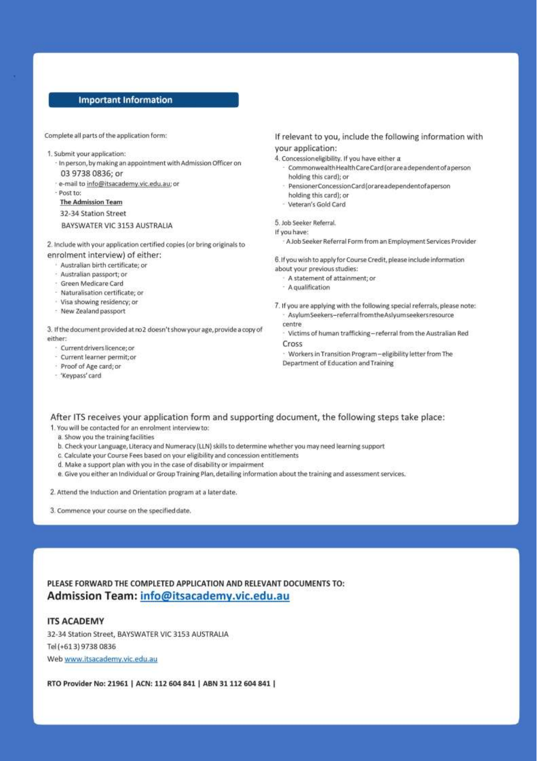## Important Information

Complete all parts of the application form:

1. Submit your application:
   - In person, by making an appointment with Admission Officer on 03 9738 0836; or
   - e-mail to info@itsacademy.vic.edu.au; or
   - Post to:

     **The Admission Team**
     32-34 Station Street
     BAYSWATER VIC 3153 AUSTRALIA

2. Include with your application certified copies (or bring originals to enrolment interview) of either:
   - Australian birth certificate; or
   - Australian passport; or
   - Green Medicare Card
   - Naturalisation certificate; or
   - Visa showing residency; or
   - New Zealand passport

3. If the document provided at no2 doesn't show your age, provide a copy of either:
   - Current drivers licence; or
   - Current learner permit; or
   - Proof of Age card; or
   - 'Keypass' card

If relevant to you, include the following information with your application:

4. Concession eligibility. If you have either a
   - Commonwealth Health Care Card (or are a dependent of a person holding this card); or
   - Pensioner Concession Card (or are a dependent of a person holding this card); or
   - Veteran's Gold Card

5. Job Seeker Referral.
   If you have:
   - A Job Seeker Referral Form from an Employment Services Provider

6. If you wish to apply for Course Credit, please include information about your previous studies:
   - A statement of attainment; or
   - A qualification

7. If you are applying with the following special referrals, please note:
   - Asylum Seekers – referral from the Aslyum seekers resource centre
   - Victims of human trafficking – referral from the Australian Red Cross
   - Workers in Transition Program – eligibility letter from The Department of Education and Training

After ITS receives your application form and supporting document, the following steps take place:

1. You will be contacted for an enrolment interview to:
   a. Show you the training facilities
   b. Check your Language, Literacy and Numeracy (LLN) skills to determine whether you may need learning support
   c. Calculate your Course Fees based on your eligibility and concession entitlements
   d. Make a support plan with you in the case of disability or impairment
   e. Give you either an Individual or Group Training Plan, detailing information about the training and assessment services.

2. Attend the Induction and Orientation program at a later date.

3. Commence your course on the specified date.

**PLEASE FORWARD THE COMPLETED APPLICATION AND RELEVANT DOCUMENTS TO:**

**Admission Team: info@itsacademy.vic.edu.au**

**ITS ACADEMY**

32-34 Station Street, BAYSWATER VIC 3153 AUSTRALIA
Tel (+61 3) 9738 0836
Web www.itsacademy.vic.edu.au

**RTO Provider No: 21961 | ACN: 112 604 841 | ABN 31 112 604 841 |**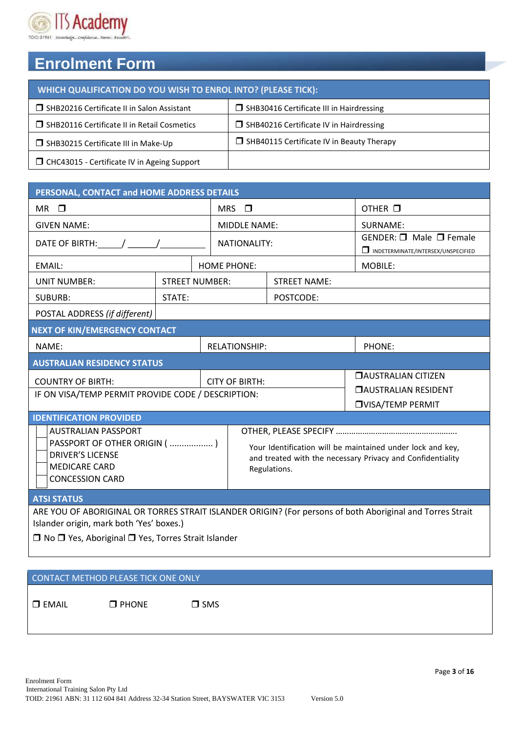# Enrolment Form

| WHICH QUALIFICATION DO YOU WISH TO ENROL INTO? (PLEASE TICK): | |
|---|---|
| ❒ SHB20216 Certificate II in Salon Assistant | ❒ SHB30416 Certificate III in Hairdressing |
| ❒ SHB20116 Certificate II in Retail Cosmetics | ❒ SHB40216 Certificate IV in Hairdressing |
| ❒ SHB30215 Certificate III in Make-Up | ❒ SHB40115 Certificate IV in Beauty Therapy |
| ❒ CHC43015 - Certificate IV in Ageing Support | |

| PERSONAL, CONTACT and HOME ADDRESS DETAILS | | |
|---|---|---|
| MR ❒ | MRS ❒ | OTHER ❒ |
| GIVEN NAME: | MIDDLE NAME: | SURNAME: |
| DATE OF BIRTH:_____/ ______/__________ | NATIONALITY: | GENDER: ❒ Male ❒ Female ❒ INDETERMINATE/INTERSEX/UNSPECIFIED |
| EMAIL: | HOME PHONE: | MOBILE: |
| UNIT NUMBER: | STREET NUMBER: | STREET NAME: |
| SUBURB: | STATE: | POSTCODE: |
| POSTAL ADDRESS *(if different)* | | |

| NEXT OF KIN/EMERGENCY CONTACT | | |
|---|---|---|
| NAME: | RELATIONSHIP: | PHONE: |

| AUSTRALIAN RESIDENCY STATUS | | |
|---|---|---|
| COUNTRY OF BIRTH: | CITY OF BIRTH: | ❒AUSTRALIAN CITIZEN |
| IF ON VISA/TEMP PERMIT PROVIDE CODE / DESCRIPTION: | | ❒AUSTRALIAN RESIDENT |
| | | ❒VISA/TEMP PERMIT |

| IDENTIFICATION PROVIDED | | |
|---|---|---|
| ☐ | AUSTRALIAN PASSPORT | OTHER, PLEASE SPECIFY ………………………………………………. |
| ☐ | PASSPORT OF OTHER ORIGIN ( .................. ) | Your Identification will be maintained under lock and key, and treated with the necessary Privacy and Confidentiality Regulations. |
| ☐ | DRIVER'S LICENSE | |
| ☐ | MEDICARE CARD | |
| ☐ | CONCESSION CARD | |

## ATSI STATUS

ARE YOU OF ABORIGINAL OR TORRES STRAIT ISLANDER ORIGIN? (For persons of both Aboriginal and Torres Strait Islander origin, mark both 'Yes' boxes.)

❒ No ❒ Yes, Aboriginal ❒ Yes, Torres Strait Islander

## CONTACT METHOD PLEASE TICK ONE ONLY

❒ EMAIL ❒ PHONE ❒ SMS

Enrolment Form
International Training Salon Pty Ltd
TOID: 21961 ABN: 31 112 604 841 Address 32-34 Station Street, BAYSWATER VIC 3153 Version 5.0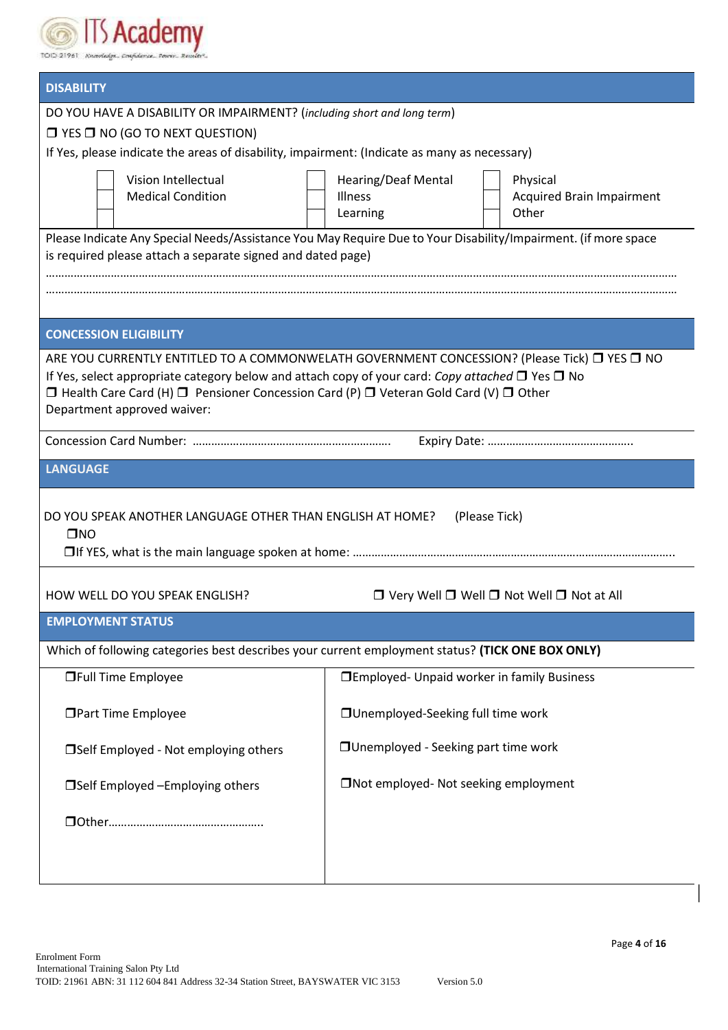## DISABILITY

DO YOU HAVE A DISABILITY OR IMPAIRMENT? (*including short and long term*)

❒ YES ❒ NO (GO TO NEXT QUESTION)

If Yes, please indicate the areas of disability, impairment: (Indicate as many as necessary)

| | | | | | |
|---|---|---|---|---|---|
| ☐ | Vision Intellectual | ☐ | Hearing/Deaf Mental | ☐ | Physical |
| ☐ | Medical Condition | ☐ | Illness | ☐ | Acquired Brain Impairment |
| ☐ | | ☐ | Learning | ☐ | Other |

Please Indicate Any Special Needs/Assistance You May Require Due to Your Disability/Impairment. (if more space is required please attach a separate signed and dated page)

…………………………………………………………………………………………………………………………………………………………………

…………………………………………………………………………………………………………………………………………………………………

## CONCESSION ELIGIBILITY

ARE YOU CURRENTLY ENTITLED TO A COMMONWELATH GOVERNMENT CONCESSION? (Please Tick) ❒ YES ❒ NO

If Yes, select appropriate category below and attach copy of your card: *Copy attached* ❒ Yes ❒ No

❒ Health Care Card (H) ❒ Pensioner Concession Card (P) ❒ Veteran Gold Card (V) ❒ Other

Department approved waiver:

Concession Card Number: ……………………………………………………… Expiry Date: ………………………………………..

## LANGUAGE

DO YOU SPEAK ANOTHER LANGUAGE OTHER THAN ENGLISH AT HOME? (Please Tick)

❒NO

❒If YES, what is the main language spoken at home: ……………………………………………………………………………………..

HOW WELL DO YOU SPEAK ENGLISH? ❒ Very Well ❒ Well ❒ Not Well ❒ Not at All

## EMPLOYMENT STATUS

Which of following categories best describes your current employment status? **(TICK ONE BOX ONLY)**

| | |
|---|---|
| ❒Full Time Employee | ❒Employed- Unpaid worker in family Business |
| ❒Part Time Employee | ❒Unemployed-Seeking full time work |
| ❒Self Employed - Not employing others | ❒Unemployed - Seeking part time work |
| ❒Self Employed –Employing others | ❒Not employed- Not seeking employment |
| ❒Other………………………………………….. | |

Enrolment Form
International Training Salon Pty Ltd
TOID: 21961 ABN: 31 112 604 841 Address 32-34 Station Street, BAYSWATER VIC 3153 Version 5.0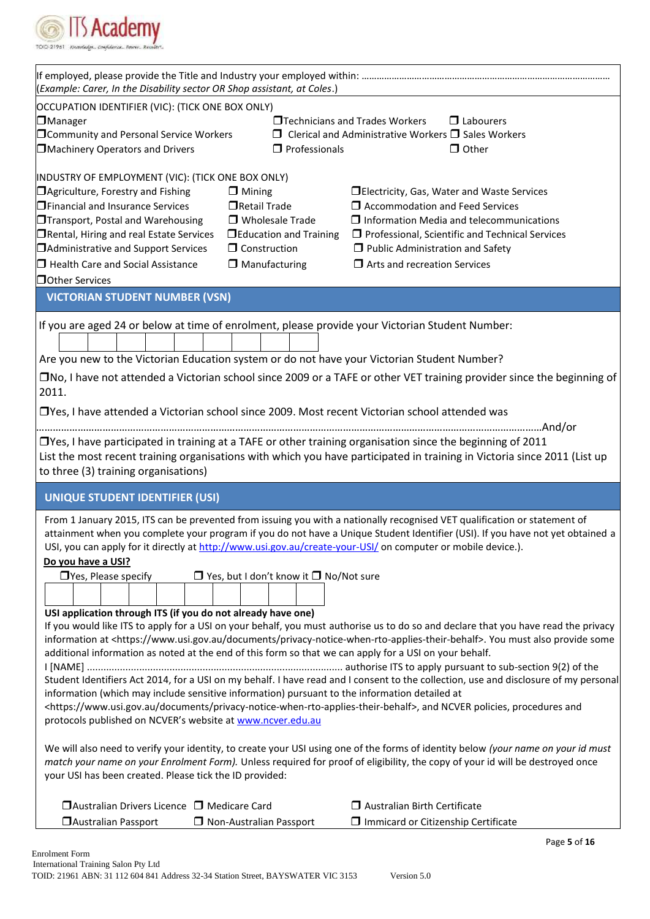If employed, please provide the Title and Industry your employed within: ………………………………………………………………………………………
(*Example: Carer, In the Disability sector OR Shop assistant, at Coles*.)

OCCUPATION IDENTIFIER (VIC): (TICK ONE BOX ONLY)

❒Manager ❒Technicians and Trades Workers ❒ Labourers
❒Community and Personal Service Workers ❒ Clerical and Administrative Workers ❒ Sales Workers
❒Machinery Operators and Drivers ❒ Professionals ❒ Other

INDUSTRY OF EMPLOYMENT (VIC): (TICK ONE BOX ONLY)

❒Agriculture, Forestry and Fishing ❒ Mining ❒Electricity, Gas, Water and Waste Services
❒Financial and Insurance Services ❒Retail Trade ❒ Accommodation and Feed Services
❒Transport, Postal and Warehousing ❒ Wholesale Trade ❒ Information Media and telecommunications
❒Rental, Hiring and real Estate Services ❒Education and Training ❒ Professional, Scientific and Technical Services
❒Administrative and Support Services ❒ Construction ❒ Public Administration and Safety
❒ Health Care and Social Assistance ❒ Manufacturing ❒ Arts and recreation Services
❒Other Services

## VICTORIAN STUDENT NUMBER (VSN)

If you are aged 24 or below at time of enrolment, please provide your Victorian Student Number:

| | | | | | | | | |
|---|---|---|---|---|---|---|---|---|
| | | | | | | | | |

Are you new to the Victorian Education system or do not have your Victorian Student Number?

❒No, I have not attended a Victorian school since 2009 or a TAFE or other VET training provider since the beginning of 2011.

❒Yes, I have attended a Victorian school since 2009. Most recent Victorian school attended was ………………………………………………………………………………………………………………………………………And/or

❒Yes, I have participated in training at a TAFE or other training organisation since the beginning of 2011
List the most recent training organisations with which you have participated in training in Victoria since 2011 (List up to three (3) training organisations)

## UNIQUE STUDENT IDENTIFIER (USI)

From 1 January 2015, ITS can be prevented from issuing you with a nationally recognised VET qualification or statement of attainment when you complete your program if you do not have a Unique Student Identifier (USI). If you have not yet obtained a USI, you can apply for it directly at http://www.usi.gov.au/create-your-USI/ on computer or mobile device.).

**Do you have a USI?**

❒Yes, Please specify ❒ Yes, but I don't know it ❒ No/Not sure

| | | | | | | | | | |
|---|---|---|---|---|---|---|---|---|---|
| | | | | | | | | | |

**USI application through ITS (if you do not already have one)**

If you would like ITS to apply for a USI on your behalf, you must authorise us to do so and declare that you have read the privacy information at <https://www.usi.gov.au/documents/privacy-notice-when-rto-applies-their-behalf>. You must also provide some additional information as noted at the end of this form so that we can apply for a USI on your behalf.

I [NAME] ………………………………………………………………………… authorise ITS to apply pursuant to sub-section 9(2) of the Student Identifiers Act 2014, for a USI on my behalf. I have read and I consent to the collection, use and disclosure of my personal information (which may include sensitive information) pursuant to the information detailed at <https://www.usi.gov.au/documents/privacy-notice-when-rto-applies-their-behalf>, and NCVER policies, procedures and protocols published on NCVER's website at www.ncver.edu.au

We will also need to verify your identity, to create your USI using one of the forms of identity below *(your name on your id must match your name on your Enrolment Form).* Unless required for proof of eligibility, the copy of your id will be destroyed once your USI has been created. Please tick the ID provided:

❒Australian Drivers Licence ❒ Medicare Card ❒ Australian Birth Certificate
❒Australian Passport ❒ Non-Australian Passport ❒ Immicard or Citizenship Certificate

Enrolment Form
International Training Salon Pty Ltd
TOID: 21961 ABN: 31 112 604 841 Address 32-34 Station Street, BAYSWATER VIC 3153 Version 5.0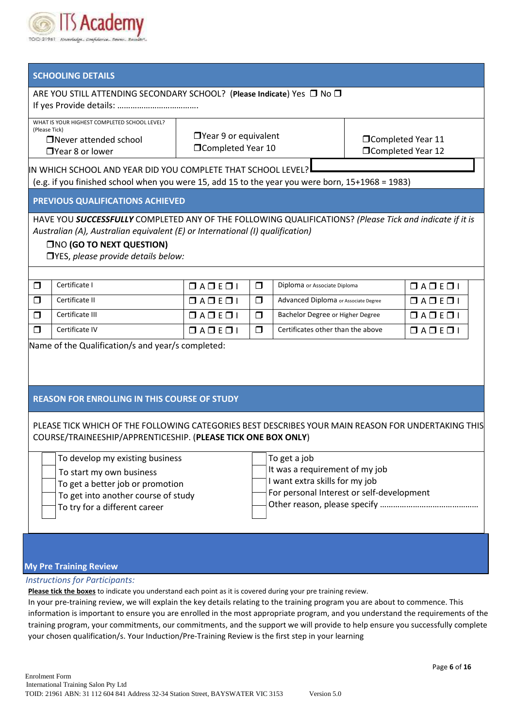## SCHOOLING DETAILS

ARE YOU STILL ATTENDING SECONDARY SCHOOL? (**Please Indicate**) Yes ❒ No ❒
If yes Provide details: ……………………………….

| WHAT IS YOUR HIGHEST COMPLETED SCHOOL LEVEL? (Please Tick) ❒Never attended school ❒Year 8 or lower | ❒Year 9 or equivalent ❒Completed Year 10 | ❒Completed Year 11 ❒Completed Year 12 |
|---|---|---|

IN WHICH SCHOOL AND YEAR DID YOU COMPLETE THAT SCHOOL LEVEL?
(e.g. if you finished school when you were 15, add 15 to the year you were born, 15+1968 = 1983)

## PREVIOUS QUALIFICATIONS ACHIEVED

HAVE YOU ***SUCCESSFULLY*** COMPLETED ANY OF THE FOLLOWING QUALIFICATIONS? *(Please Tick and indicate if it is Australian (A), Australian equivalent (E) or International (I) qualification)*

❒NO **(GO TO NEXT QUESTION)**
❒YES, *please provide details below:*

| ❒ | Certificate I | ❒ A ❒ E ❒ I | ❒ | Diploma or Associate Diploma | ❒ A ❒ E ❒ I |
|---|---|---|---|---|---|
| ❒ | Certificate II | ❒ A ❒ E ❒ I | ❒ | Advanced Diploma or Associate Degree | ❒ A ❒ E ❒ I |
| ❒ | Certificate III | ❒ A ❒ E ❒ I | ❒ | Bachelor Degree or Higher Degree | ❒ A ❒ E ❒ I |
| ❒ | Certificate IV | ❒ A ❒ E ❒ I | ❒ | Certificates other than the above | ❒ A ❒ E ❒ I |

Name of the Qualification/s and year/s completed:

## REASON FOR ENROLLING IN THIS COURSE OF STUDY

PLEASE TICK WHICH OF THE FOLLOWING CATEGORIES BEST DESCRIBES YOUR MAIN REASON FOR UNDERTAKING THIS COURSE/TRAINEESHIP/APPRENTICESHIP. (**PLEASE TICK ONE BOX ONLY**)

| | | | |
|---|---|---|---|
| ☐ | To develop my existing business | ☐ | To get a job |
| ☐ | To start my own business | ☐ | It was a requirement of my job |
| ☐ | To get a better job or promotion | ☐ | I want extra skills for my job |
| ☐ | To get into another course of study | ☐ | For personal Interest or self-development |
| ☐ | To try for a different career | ☐ | Other reason, please specify ……………………………………… |

## My Pre Training Review

*Instructions for Participants:*

**<u>Please tick the boxes</u>** to indicate you understand each point as it is covered during your pre training review.

In your pre-training review, we will explain the key details relating to the training program you are about to commence. This information is important to ensure you are enrolled in the most appropriate program, and you understand the requirements of the training program, your commitments, our commitments, and the support we will provide to help ensure you successfully complete your chosen qualification/s. Your Induction/Pre-Training Review is the first step in your learning

Enrolment Form
International Training Salon Pty Ltd
TOID: 21961 ABN: 31 112 604 841 Address 32-34 Station Street, BAYSWATER VIC 3153 Version 5.0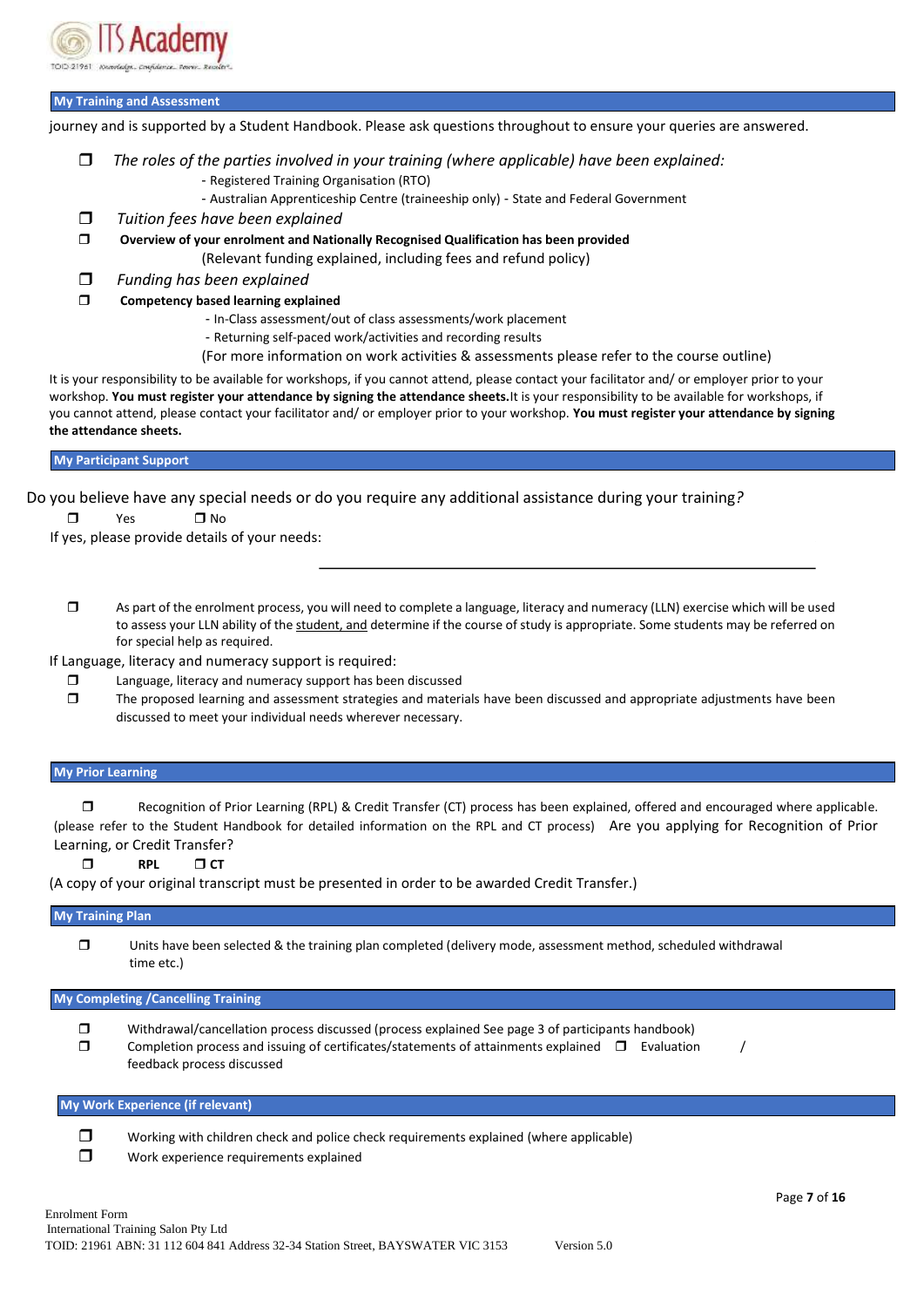## My Training and Assessment

journey and is supported by a Student Handbook. Please ask questions throughout to ensure your queries are answered.

- ❒ *The roles of the parties involved in your training (where applicable) have been explained:*
  - Registered Training Organisation (RTO)
  - Australian Apprenticeship Centre (traineeship only) - State and Federal Government
- ❒ *Tuition fees have been explained*
- ❒ **Overview of your enrolment and Nationally Recognised Qualification has been provided**
  (Relevant funding explained, including fees and refund policy)
- ❒ *Funding has been explained*
- ❒ **Competency based learning explained**
  - In-Class assessment/out of class assessments/work placement
  - Returning self-paced work/activities and recording results
  (For more information on work activities & assessments please refer to the course outline)

It is your responsibility to be available for workshops, if you cannot attend, please contact your facilitator and/ or employer prior to your workshop. **You must register your attendance by signing the attendance sheets.** It is your responsibility to be available for workshops, if you cannot attend, please contact your facilitator and/ or employer prior to your workshop. **You must register your attendance by signing the attendance sheets.**

## My Participant Support

Do you believe have any special needs or do you require any additional assistance during your training?

❒ Yes ❒ No

If yes, please provide details of your needs:

______________________________________________

❒ As part of the enrolment process, you will need to complete a language, literacy and numeracy (LLN) exercise which will be used to assess your LLN ability of the student, and determine if the course of study is appropriate. Some students may be referred on for special help as required.

If Language, literacy and numeracy support is required:

- ❒ Language, literacy and numeracy support has been discussed
- ❒ The proposed learning and assessment strategies and materials have been discussed and appropriate adjustments have been discussed to meet your individual needs wherever necessary.

## My Prior Learning

❒ Recognition of Prior Learning (RPL) & Credit Transfer (CT) process has been explained, offered and encouraged where applicable. (please refer to the Student Handbook for detailed information on the RPL and CT process) Are you applying for Recognition of Prior Learning, or Credit Transfer?

❒ **RPL** ❒ **CT**

(A copy of your original transcript must be presented in order to be awarded Credit Transfer.)

## My Training Plan

❒ Units have been selected & the training plan completed (delivery mode, assessment method, scheduled withdrawal time etc.)

## My Completing /Cancelling Training

- ❒ Withdrawal/cancellation process discussed (process explained See page 3 of participants handbook)
- ❒ Completion process and issuing of certificates/statements of attainments explained ❒ Evaluation / feedback process discussed

## My Work Experience (if relevant)

- ❒ Working with children check and police check requirements explained (where applicable)
- ❒ Work experience requirements explained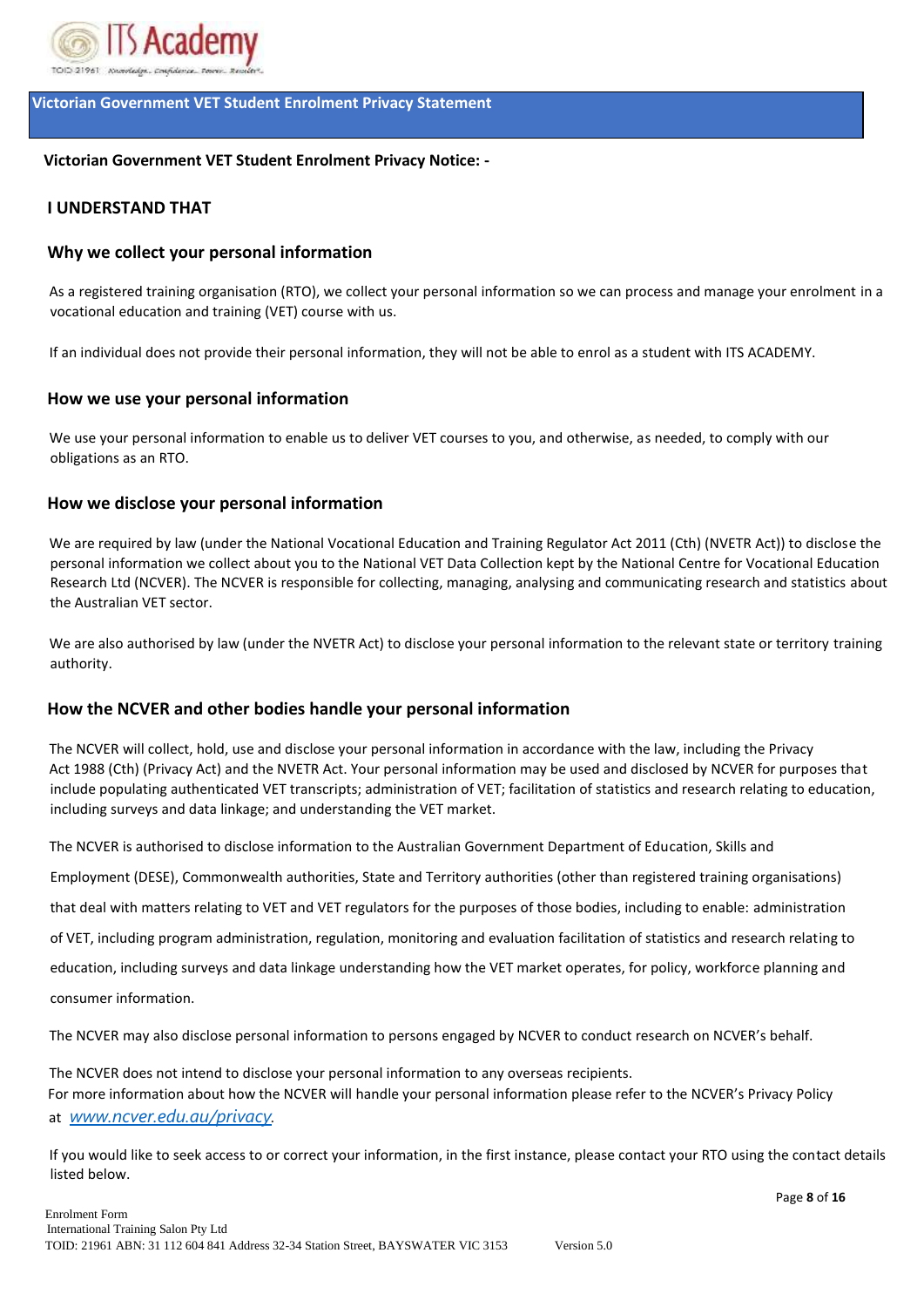## Victorian Government VET Student Enrolment Privacy Statement

**Victorian Government VET Student Enrolment Privacy Notice: -**

### I UNDERSTAND THAT

### Why we collect your personal information

As a registered training organisation (RTO), we collect your personal information so we can process and manage your enrolment in a vocational education and training (VET) course with us.

If an individual does not provide their personal information, they will not be able to enrol as a student with ITS ACADEMY.

### How we use your personal information

We use your personal information to enable us to deliver VET courses to you, and otherwise, as needed, to comply with our obligations as an RTO.

### How we disclose your personal information

We are required by law (under the National Vocational Education and Training Regulator Act 2011 (Cth) (NVETR Act)) to disclose the personal information we collect about you to the National VET Data Collection kept by the National Centre for Vocational Education Research Ltd (NCVER). The NCVER is responsible for collecting, managing, analysing and communicating research and statistics about the Australian VET sector.

We are also authorised by law (under the NVETR Act) to disclose your personal information to the relevant state or territory training authority.

### How the NCVER and other bodies handle your personal information

The NCVER will collect, hold, use and disclose your personal information in accordance with the law, including the Privacy Act 1988 (Cth) (Privacy Act) and the NVETR Act. Your personal information may be used and disclosed by NCVER for purposes that include populating authenticated VET transcripts; administration of VET; facilitation of statistics and research relating to education, including surveys and data linkage; and understanding the VET market.

The NCVER is authorised to disclose information to the Australian Government Department of Education, Skills and Employment (DESE), Commonwealth authorities, State and Territory authorities (other than registered training organisations) that deal with matters relating to VET and VET regulators for the purposes of those bodies, including to enable: administration of VET, including program administration, regulation, monitoring and evaluation facilitation of statistics and research relating to education, including surveys and data linkage understanding how the VET market operates, for policy, workforce planning and consumer information.

The NCVER may also disclose personal information to persons engaged by NCVER to conduct research on NCVER's behalf.

The NCVER does not intend to disclose your personal information to any overseas recipients.
For more information about how the NCVER will handle your personal information please refer to the NCVER's Privacy Policy at *www.ncver.edu.au/privacy*.

If you would like to seek access to or correct your information, in the first instance, please contact your RTO using the contact details listed below.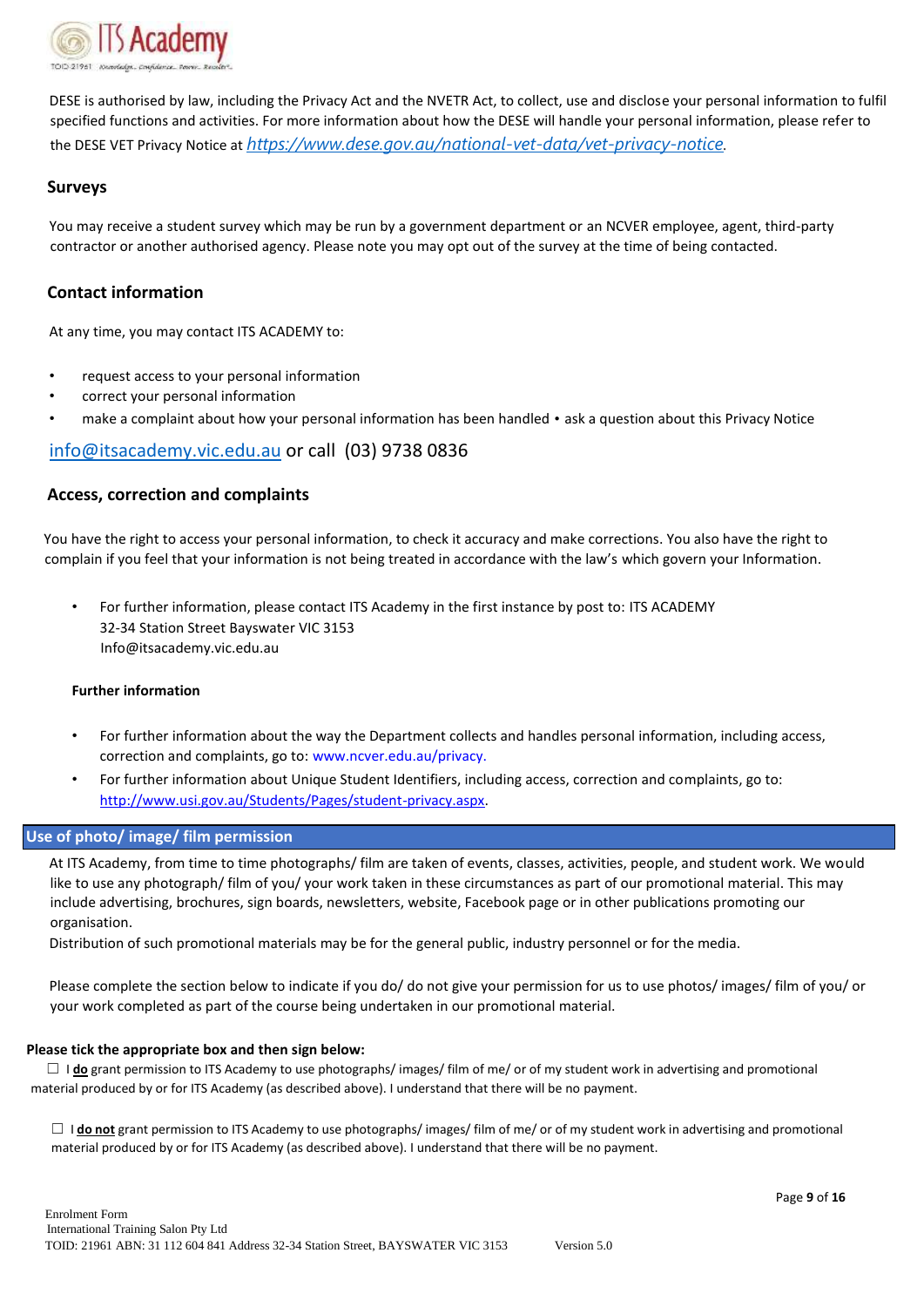DESE is authorised by law, including the Privacy Act and the NVETR Act, to collect, use and disclose your personal information to fulfil specified functions and activities. For more information about how the DESE will handle your personal information, please refer to the DESE VET Privacy Notice at *https://www.dese.gov.au/national-vet-data/vet-privacy-notice*.

## Surveys

You may receive a student survey which may be run by a government department or an NCVER employee, agent, third-party contractor or another authorised agency. Please note you may opt out of the survey at the time of being contacted.

## Contact information

At any time, you may contact ITS ACADEMY to:

- request access to your personal information
- correct your personal information
- make a complaint about how your personal information has been handled • ask a question about this Privacy Notice

info@itsacademy.vic.edu.au or call (03) 9738 0836

## Access, correction and complaints

You have the right to access your personal information, to check it accuracy and make corrections. You also have the right to complain if you feel that your information is not being treated in accordance with the law's which govern your Information.

- For further information, please contact ITS Academy in the first instance by post to: ITS ACADEMY
  32-34 Station Street Bayswater VIC 3153
  Info@itsacademy.vic.edu.au

### Further information

- For further information about the way the Department collects and handles personal information, including access, correction and complaints, go to: www.ncver.edu.au/privacy.
- For further information about Unique Student Identifiers, including access, correction and complaints, go to: http://www.usi.gov.au/Students/Pages/student-privacy.aspx.

## Use of photo/ image/ film permission

At ITS Academy, from time to time photographs/ film are taken of events, classes, activities, people, and student work. We would like to use any photograph/ film of you/ your work taken in these circumstances as part of our promotional material. This may include advertising, brochures, sign boards, newsletters, website, Facebook page or in other publications promoting our organisation.

Distribution of such promotional materials may be for the general public, industry personnel or for the media.

Please complete the section below to indicate if you do/ do not give your permission for us to use photos/ images/ film of you/ or your work completed as part of the course being undertaken in our promotional material.

**Please tick the appropriate box and then sign below:**

☐ I **do** grant permission to ITS Academy to use photographs/ images/ film of me/ or of my student work in advertising and promotional material produced by or for ITS Academy (as described above). I understand that there will be no payment.

☐ I **do not** grant permission to ITS Academy to use photographs/ images/ film of me/ or of my student work in advertising and promotional material produced by or for ITS Academy (as described above). I understand that there will be no payment.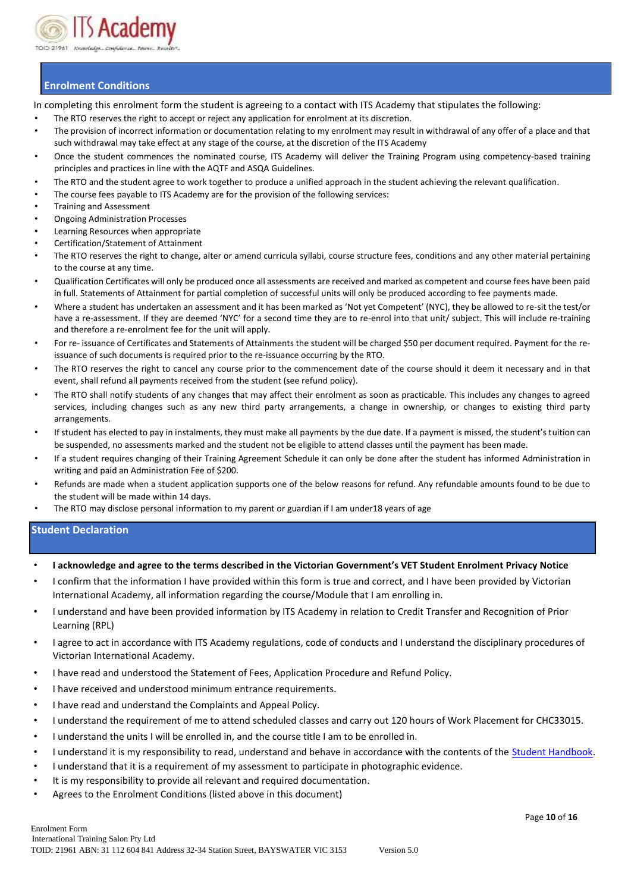## Enrolment Conditions

In completing this enrolment form the student is agreeing to a contact with ITS Academy that stipulates the following:

- The RTO reserves the right to accept or reject any application for enrolment at its discretion.
- The provision of incorrect information or documentation relating to my enrolment may result in withdrawal of any offer of a place and that such withdrawal may take effect at any stage of the course, at the discretion of the ITS Academy
- Once the student commences the nominated course, ITS Academy will deliver the Training Program using competency-based training principles and practices in line with the AQTF and ASQA Guidelines.
- The RTO and the student agree to work together to produce a unified approach in the student achieving the relevant qualification.
- The course fees payable to ITS Academy are for the provision of the following services:
- Training and Assessment
- Ongoing Administration Processes
- Learning Resources when appropriate
- Certification/Statement of Attainment
- The RTO reserves the right to change, alter or amend curricula syllabi, course structure fees, conditions and any other material pertaining to the course at any time.
- Qualification Certificates will only be produced once all assessments are received and marked as competent and course fees have been paid in full. Statements of Attainment for partial completion of successful units will only be produced according to fee payments made.
- Where a student has undertaken an assessment and it has been marked as 'Not yet Competent' (NYC), they be allowed to re-sit the test/or have a re-assessment. If they are deemed 'NYC' for a second time they are to re-enrol into that unit/ subject. This will include re-training and therefore a re-enrolment fee for the unit will apply.
- For re- issuance of Certificates and Statements of Attainments the student will be charged $50 per document required. Payment for the re-issuance of such documents is required prior to the re-issuance occurring by the RTO.
- The RTO reserves the right to cancel any course prior to the commencement date of the course should it deem it necessary and in that event, shall refund all payments received from the student (see refund policy).
- The RTO shall notify students of any changes that may affect their enrolment as soon as practicable. This includes any changes to agreed services, including changes such as any new third party arrangements, a change in ownership, or changes to existing third party arrangements.
- If student has elected to pay in instalments, they must make all payments by the due date. If a payment is missed, the student's tuition can be suspended, no assessments marked and the student not be eligible to attend classes until the payment has been made.
- If a student requires changing of their Training Agreement Schedule it can only be done after the student has informed Administration in writing and paid an Administration Fee of $200.
- Refunds are made when a student application supports one of the below reasons for refund. Any refundable amounts found to be due to the student will be made within 14 days.
- The RTO may disclose personal information to my parent or guardian if I am under18 years of age

## Student Declaration

- **I acknowledge and agree to the terms described in the Victorian Government's VET Student Enrolment Privacy Notice**
- I confirm that the information I have provided within this form is true and correct, and I have been provided by Victorian International Academy, all information regarding the course/Module that I am enrolling in.
- I understand and have been provided information by ITS Academy in relation to Credit Transfer and Recognition of Prior Learning (RPL)
- I agree to act in accordance with ITS Academy regulations, code of conducts and I understand the disciplinary procedures of Victorian International Academy.
- I have read and understood the Statement of Fees, Application Procedure and Refund Policy.
- I have received and understood minimum entrance requirements.
- I have read and understand the Complaints and Appeal Policy.
- I understand the requirement of me to attend scheduled classes and carry out 120 hours of Work Placement for CHC33015.
- I understand the units I will be enrolled in, and the course title I am to be enrolled in.
- I understand it is my responsibility to read, understand and behave in accordance with the contents of the Student Handbook.
- I understand that it is a requirement of my assessment to participate in photographic evidence.
- It is my responsibility to provide all relevant and required documentation.
- Agrees to the Enrolment Conditions (listed above in this document)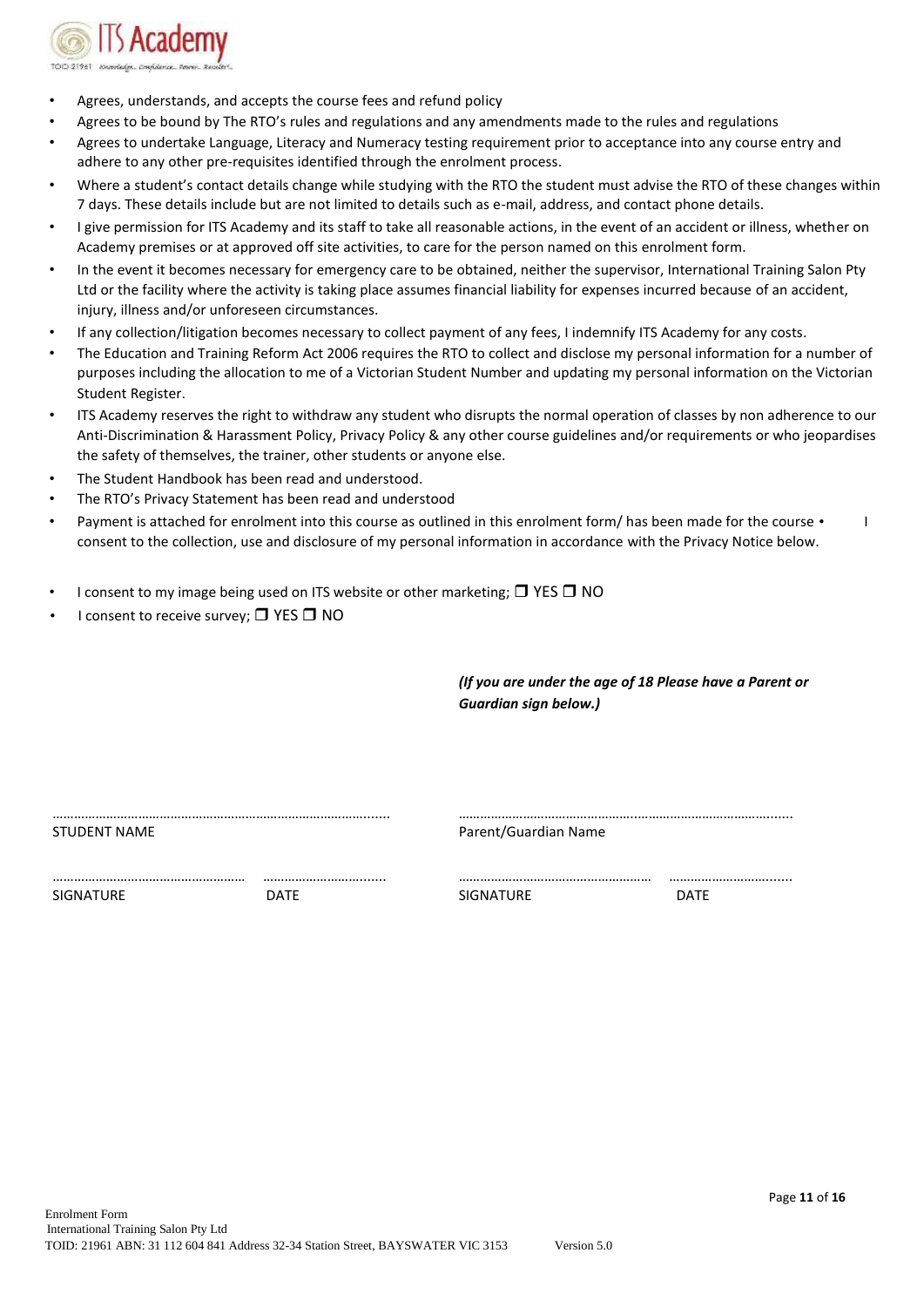- Agrees, understands, and accepts the course fees and refund policy
- Agrees to be bound by The RTO's rules and regulations and any amendments made to the rules and regulations
- Agrees to undertake Language, Literacy and Numeracy testing requirement prior to acceptance into any course entry and adhere to any other pre-requisites identified through the enrolment process.
- Where a student's contact details change while studying with the RTO the student must advise the RTO of these changes within 7 days. These details include but are not limited to details such as e-mail, address, and contact phone details.
- I give permission for ITS Academy and its staff to take all reasonable actions, in the event of an accident or illness, whether on Academy premises or at approved off site activities, to care for the person named on this enrolment form.
- In the event it becomes necessary for emergency care to be obtained, neither the supervisor, International Training Salon Pty Ltd or the facility where the activity is taking place assumes financial liability for expenses incurred because of an accident, injury, illness and/or unforeseen circumstances.
- If any collection/litigation becomes necessary to collect payment of any fees, I indemnify ITS Academy for any costs.
- The Education and Training Reform Act 2006 requires the RTO to collect and disclose my personal information for a number of purposes including the allocation to me of a Victorian Student Number and updating my personal information on the Victorian Student Register.
- ITS Academy reserves the right to withdraw any student who disrupts the normal operation of classes by non adherence to our Anti-Discrimination & Harassment Policy, Privacy Policy & any other course guidelines and/or requirements or who jeopardises the safety of themselves, the trainer, other students or anyone else.
- The Student Handbook has been read and understood.
- The RTO's Privacy Statement has been read and understood
- Payment is attached for enrolment into this course as outlined in this enrolment form/ has been made for the course • I consent to the collection, use and disclosure of my personal information in accordance with the Privacy Notice below.

- I consent to my image being used on ITS website or other marketing; ❒ YES ❒ NO
- I consent to receive survey; ❒ YES ❒ NO

***(If you are under the age of 18 Please have a Parent or Guardian sign below.)***

| | |
|---|---|
| ………………………………………………………………………….... | ………………………………………………………………………….... |
| STUDENT NAME | Parent/Guardian Name |
| ……………………………………………  …………………………..... | ……………………………………………  …………………………..... |
| SIGNATURE  DATE | SIGNATURE  DATE |

Enrolment Form
International Training Salon Pty Ltd
TOID: 21961 ABN: 31 112 604 841 Address 32-34 Station Street, BAYSWATER VIC 3153  Version 5.0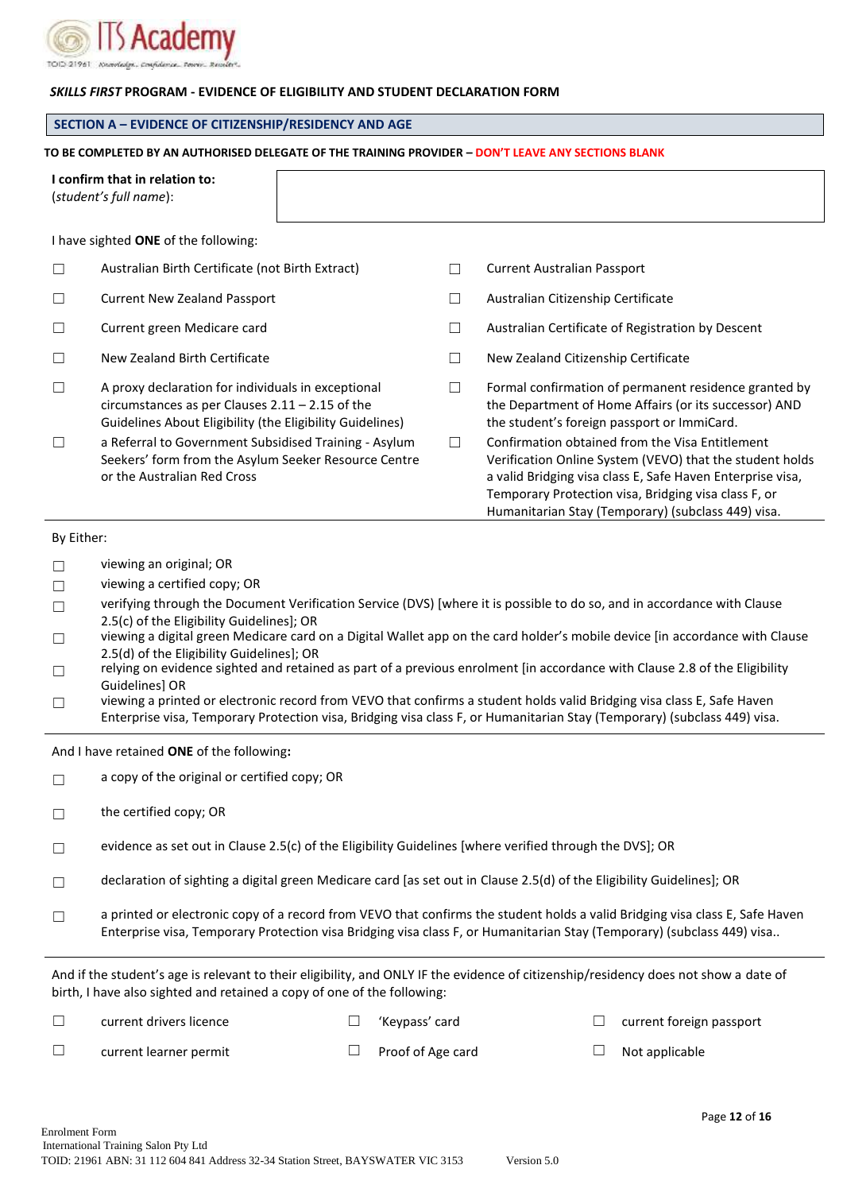***SKILLS FIRST* PROGRAM - EVIDENCE OF ELIGIBILITY AND STUDENT DECLARATION FORM**

## SECTION A – EVIDENCE OF CITIZENSHIP/RESIDENCY AND AGE

**TO BE COMPLETED BY AN AUTHORISED DELEGATE OF THE TRAINING PROVIDER – DON'T LEAVE ANY SECTIONS BLANK**

| **I confirm that in relation to:** (*student's full name*): | |
|---|---|

I have sighted **ONE** of the following:

- ☐ Australian Birth Certificate (not Birth Extract)
- ☐ Current Australian Passport
- ☐ Current New Zealand Passport
- ☐ Australian Citizenship Certificate
- ☐ Current green Medicare card
- ☐ Australian Certificate of Registration by Descent
- ☐ New Zealand Birth Certificate
- ☐ New Zealand Citizenship Certificate
- ☐ A proxy declaration for individuals in exceptional circumstances as per Clauses 2.11 – 2.15 of the Guidelines About Eligibility (the Eligibility Guidelines)
- ☐ Formal confirmation of permanent residence granted by the Department of Home Affairs (or its successor) AND the student's foreign passport or ImmiCard.
- ☐ a Referral to Government Subsidised Training - Asylum Seekers' form from the Asylum Seeker Resource Centre or the Australian Red Cross
- ☐ Confirmation obtained from the Visa Entitlement Verification Online System (VEVO) that the student holds a valid Bridging visa class E, Safe Haven Enterprise visa, Temporary Protection visa, Bridging visa class F, or Humanitarian Stay (Temporary) (subclass 449) visa.

By Either:

- ☐ viewing an original; OR
- ☐ viewing a certified copy; OR
- ☐ verifying through the Document Verification Service (DVS) [where it is possible to do so, and in accordance with Clause 2.5(c) of the Eligibility Guidelines]; OR
- ☐ viewing a digital green Medicare card on a Digital Wallet app on the card holder's mobile device [in accordance with Clause 2.5(d) of the Eligibility Guidelines]; OR
- ☐ relying on evidence sighted and retained as part of a previous enrolment [in accordance with Clause 2.8 of the Eligibility Guidelines] OR
- ☐ viewing a printed or electronic record from VEVO that confirms a student holds valid Bridging visa class E, Safe Haven Enterprise visa, Temporary Protection visa, Bridging visa class F, or Humanitarian Stay (Temporary) (subclass 449) visa.

And I have retained **ONE** of the following**:**

- ☐ a copy of the original or certified copy; OR
- ☐ the certified copy; OR
- ☐ evidence as set out in Clause 2.5(c) of the Eligibility Guidelines [where verified through the DVS]; OR
- ☐ declaration of sighting a digital green Medicare card [as set out in Clause 2.5(d) of the Eligibility Guidelines]; OR
- ☐ a printed or electronic copy of a record from VEVO that confirms the student holds a valid Bridging visa class E, Safe Haven Enterprise visa, Temporary Protection visa Bridging visa class F, or Humanitarian Stay (Temporary) (subclass 449) visa..

And if the student's age is relevant to their eligibility, and ONLY IF the evidence of citizenship/residency does not show a date of birth, I have also sighted and retained a copy of one of the following:

- ☐ current drivers licence
- ☐ 'Keypass' card
- ☐ current foreign passport
- ☐ current learner permit
- ☐ Proof of Age card
- ☐ Not applicable

Enrolment Form
International Training Salon Pty Ltd
TOID: 21961 ABN: 31 112 604 841 Address 32-34 Station Street, BAYSWATER VIC 3153 Version 5.0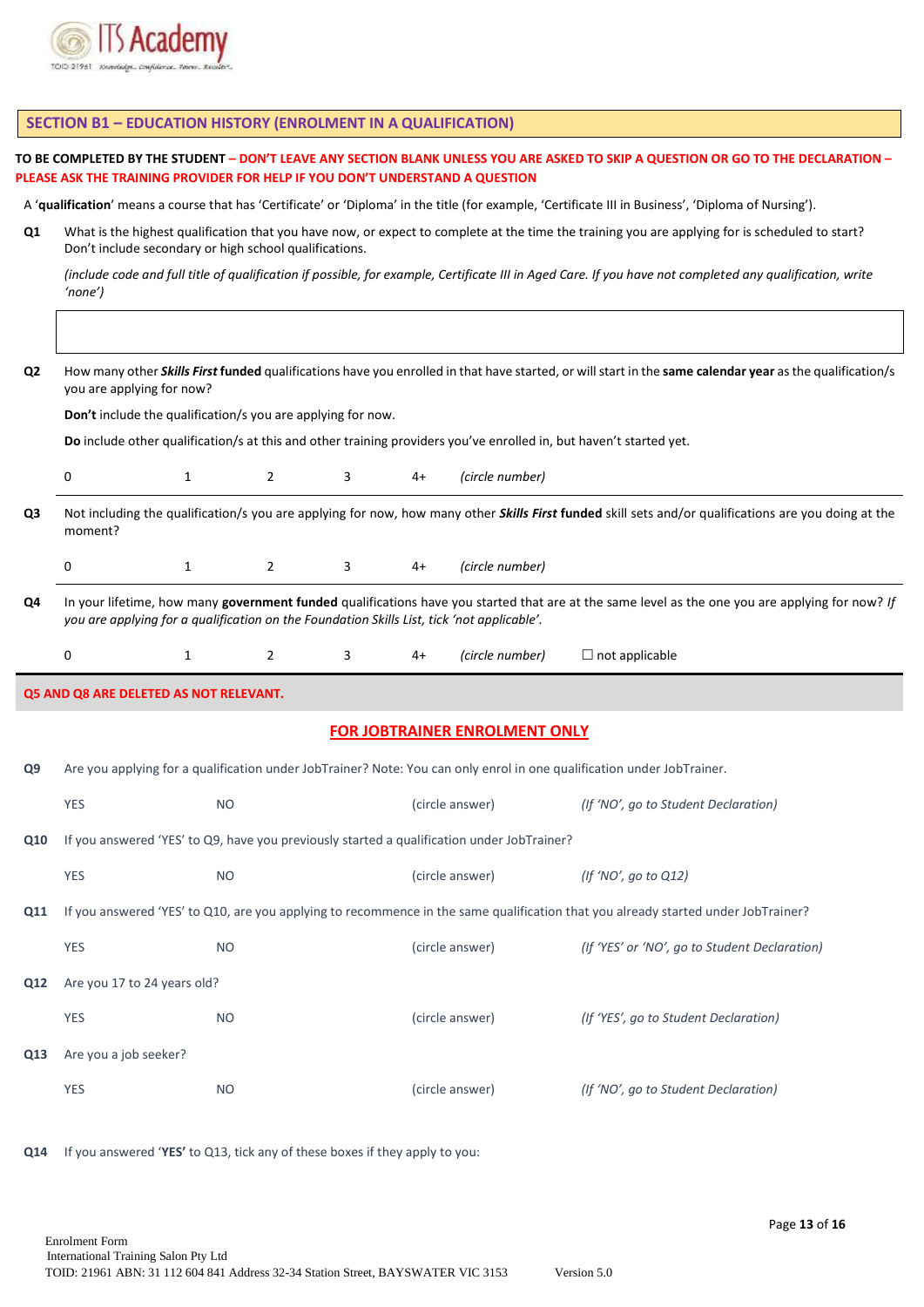## SECTION B1 – EDUCATION HISTORY (ENROLMENT IN A QUALIFICATION)

**TO BE COMPLETED BY THE STUDENT – DON'T LEAVE ANY SECTION BLANK UNLESS YOU ARE ASKED TO SKIP A QUESTION OR GO TO THE DECLARATION – PLEASE ASK THE TRAINING PROVIDER FOR HELP IF YOU DON'T UNDERSTAND A QUESTION**

A '**qualification**' means a course that has 'Certificate' or 'Diploma' in the title (for example, 'Certificate III in Business', 'Diploma of Nursing').

**Q1** What is the highest qualification that you have now, or expect to complete at the time the training you are applying for is scheduled to start? Don't include secondary or high school qualifications.

*(include code and full title of qualification if possible, for example, Certificate III in Aged Care. If you have not completed any qualification, write 'none')*

| |
|---|
| |

**Q2** How many other ***Skills First*** **funded** qualifications have you enrolled in that have started, or will start in the **same calendar year** as the qualification/s you are applying for now?

**Don't** include the qualification/s you are applying for now.

**Do** include other qualification/s at this and other training providers you've enrolled in, but haven't started yet.

0 1 2 3 4+ *(circle number)*

**Q3** Not including the qualification/s you are applying for now, how many other ***Skills First*** **funded** skill sets and/or qualifications are you doing at the moment?

0 1 2 3 4+ *(circle number)*

**Q4** In your lifetime, how many **government funded** qualifications have you started that are at the same level as the one you are applying for now? *If you are applying for a qualification on the Foundation Skills List, tick 'not applicable'.*

0 1 2 3 4+ *(circle number)* ☐ not applicable

**Q5 AND Q8 ARE DELETED AS NOT RELEVANT.**

### FOR JOBTRAINER ENROLMENT ONLY

**Q9** Are you applying for a qualification under JobTrainer? Note: You can only enrol in one qualification under JobTrainer.

YES NO (circle answer) *(If 'NO', go to Student Declaration)*

**Q10** If you answered 'YES' to Q9, have you previously started a qualification under JobTrainer?

YES NO (circle answer) *(If 'NO', go to Q12)*

**Q11** If you answered 'YES' to Q10, are you applying to recommence in the same qualification that you already started under JobTrainer?

YES NO (circle answer) *(If 'YES' or 'NO', go to Student Declaration)*

**Q12** Are you 17 to 24 years old?

YES NO (circle answer) *(If 'YES', go to Student Declaration)*

**Q13** Are you a job seeker?

YES NO (circle answer) *(If 'NO', go to Student Declaration)*

**Q14** If you answered '**YES**' to Q13, tick any of these boxes if they apply to you: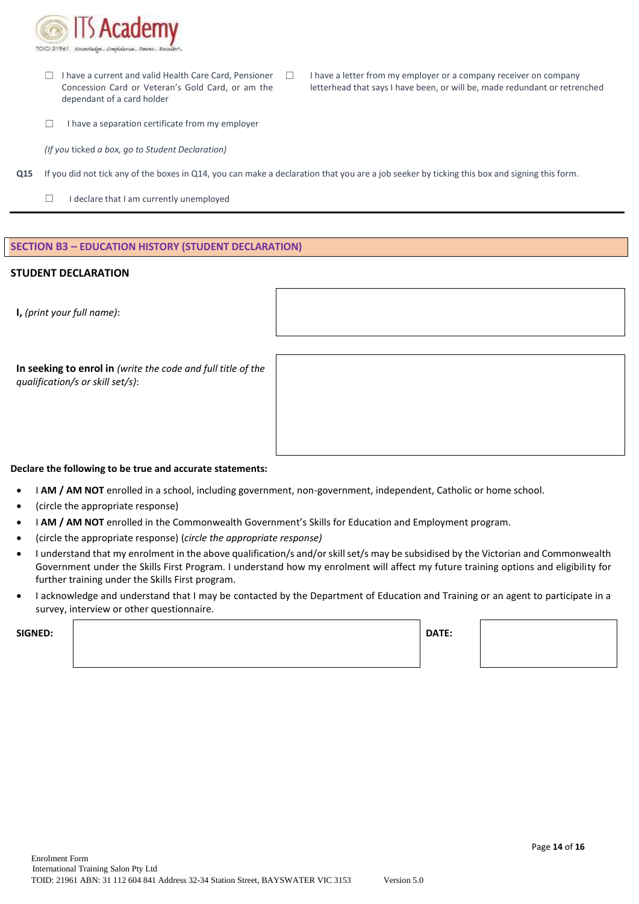☐ I have a current and valid Health Care Card, Pensioner Concession Card or Veteran's Gold Card, or am the dependant of a card holder

☐ I have a letter from my employer or a company receiver on company letterhead that says I have been, or will be, made redundant or retrenched

☐ I have a separation certificate from my employer

*(If you ticked a box, go to Student Declaration)*

**Q15** If you did not tick any of the boxes in Q14, you can make a declaration that you are a job seeker by ticking this box and signing this form.

☐ I declare that I am currently unemployed

---

## SECTION B3 – EDUCATION HISTORY (STUDENT DECLARATION)

### STUDENT DECLARATION

| | |
|---|---|
| **I,** *(print your full name)*: | |
| **In seeking to enrol in** *(write the code and full title of the qualification/s or skill set/s)*: | |

**Declare the following to be true and accurate statements:**

- I **AM / AM NOT** enrolled in a school, including government, non-government, independent, Catholic or home school.
- (circle the appropriate response)
- I **AM / AM NOT** enrolled in the Commonwealth Government's Skills for Education and Employment program.
- (circle the appropriate response) *(circle the appropriate response)*
- I understand that my enrolment in the above qualification/s and/or skill set/s may be subsidised by the Victorian and Commonwealth Government under the Skills First Program. I understand how my enrolment will affect my future training options and eligibility for further training under the Skills First program.
- I acknowledge and understand that I may be contacted by the Department of Education and Training or an agent to participate in a survey, interview or other questionnaire.

| **SIGNED:** | | **DATE:** | |
|---|---|---|---|

Enrolment Form
International Training Salon Pty Ltd
TOID: 21961 ABN: 31 112 604 841 Address 32-34 Station Street, BAYSWATER VIC 3153 Version 5.0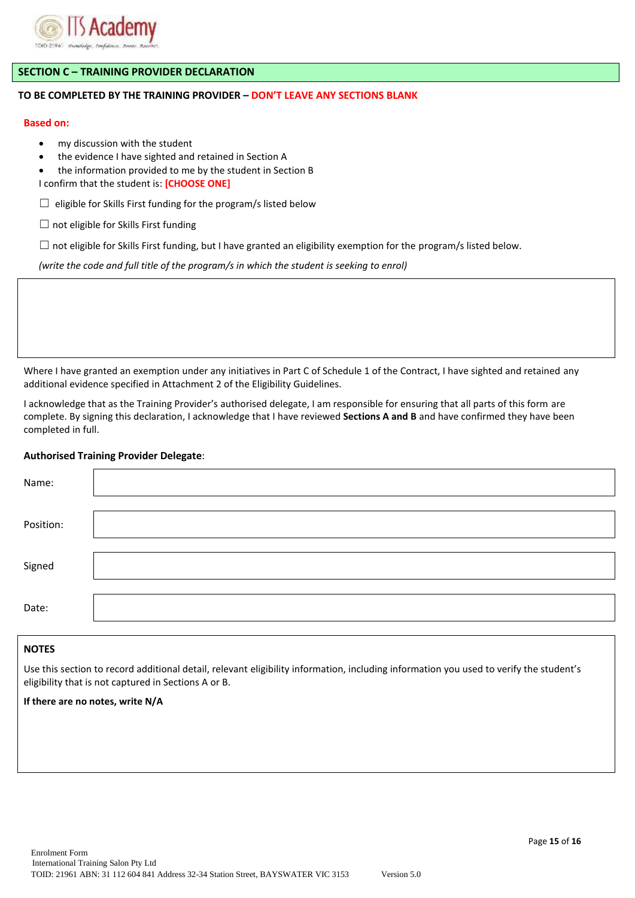## SECTION C – TRAINING PROVIDER DECLARATION

**TO BE COMPLETED BY THE TRAINING PROVIDER – DON'T LEAVE ANY SECTIONS BLANK**

**Based on:**

- my discussion with the student
- the evidence I have sighted and retained in Section A
- the information provided to me by the student in Section B

I confirm that the student is: **[CHOOSE ONE]**

☐ eligible for Skills First funding for the program/s listed below

☐ not eligible for Skills First funding

☐ not eligible for Skills First funding, but I have granted an eligibility exemption for the program/s listed below.

*(write the code and full title of the program/s in which the student is seeking to enrol)*

| |
|---|
| |

Where I have granted an exemption under any initiatives in Part C of Schedule 1 of the Contract, I have sighted and retained any additional evidence specified in Attachment 2 of the Eligibility Guidelines.

I acknowledge that as the Training Provider's authorised delegate, I am responsible for ensuring that all parts of this form are complete. By signing this declaration, I acknowledge that I have reviewed **Sections A and B** and have confirmed they have been completed in full.

**Authorised Training Provider Delegate**:

| | |
|---|---|
| Name: | |
| Position: | |
| Signed | |
| Date: | |

**NOTES**

Use this section to record additional detail, relevant eligibility information, including information you used to verify the student's eligibility that is not captured in Sections A or B.

**If there are no notes, write N/A**

Enrolment Form
International Training Salon Pty Ltd
TOID: 21961 ABN: 31 112 604 841 Address 32-34 Station Street, BAYSWATER VIC 3153 Version 5.0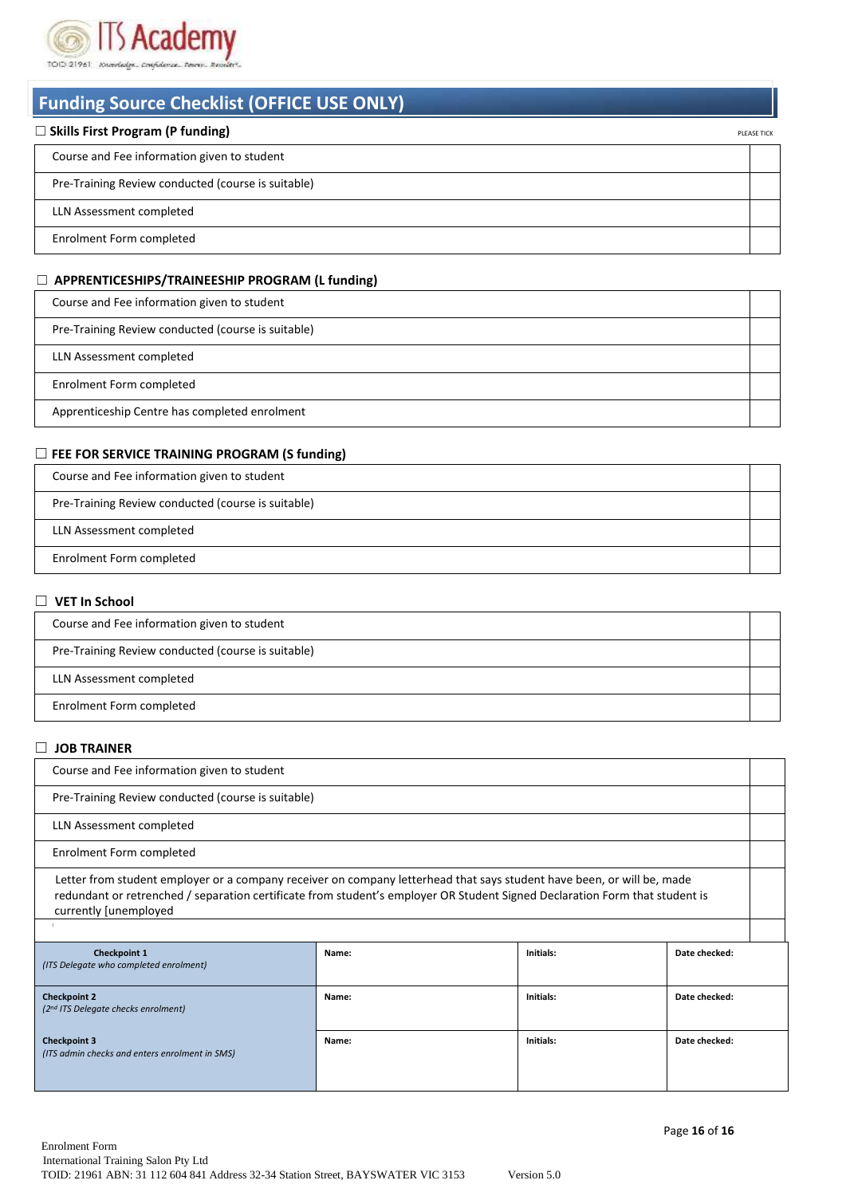## Funding Source Checklist (OFFICE USE ONLY)

☐ **Skills First Program (P funding)**

PLEASE TICK

| | |
|---|---|
| Course and Fee information given to student | |
| Pre-Training Review conducted (course is suitable) | |
| LLN Assessment completed | |
| Enrolment Form completed | |

☐ **APPRENTICESHIPS/TRAINEESHIP PROGRAM (L funding)**

| | |
|---|---|
| Course and Fee information given to student | |
| Pre-Training Review conducted (course is suitable) | |
| LLN Assessment completed | |
| Enrolment Form completed | |
| Apprenticeship Centre has completed enrolment | |

☐ **FEE FOR SERVICE TRAINING PROGRAM (S funding)**

| | |
|---|---|
| Course and Fee information given to student | |
| Pre-Training Review conducted (course is suitable) | |
| LLN Assessment completed | |
| Enrolment Form completed | |

☐ **VET In School**

| | |
|---|---|
| Course and Fee information given to student | |
| Pre-Training Review conducted (course is suitable) | |
| LLN Assessment completed | |
| Enrolment Form completed | |

☐ **JOB TRAINER**

| | |
|---|---|
| Course and Fee information given to student | |
| Pre-Training Review conducted (course is suitable) | |
| LLN Assessment completed | |
| Enrolment Form completed | |
| Letter from student employer or a company receiver on company letterhead that says student have been, or will be, made redundant or retrenched / separation certificate from student's employer OR Student Signed Declaration Form that student is currently [unemployed | |
| | |

| | | | |
|---|---|---|---|
| **Checkpoint 1** *(ITS Delegate who completed enrolment)* | **Name:** | **Initials:** | **Date checked:** |
| **Checkpoint 2** *(2nd ITS Delegate checks enrolment)* | **Name:** | **Initials:** | **Date checked:** |
| **Checkpoint 3** *(ITS admin checks and enters enrolment in SMS)* | **Name:** | **Initials:** | **Date checked:** |